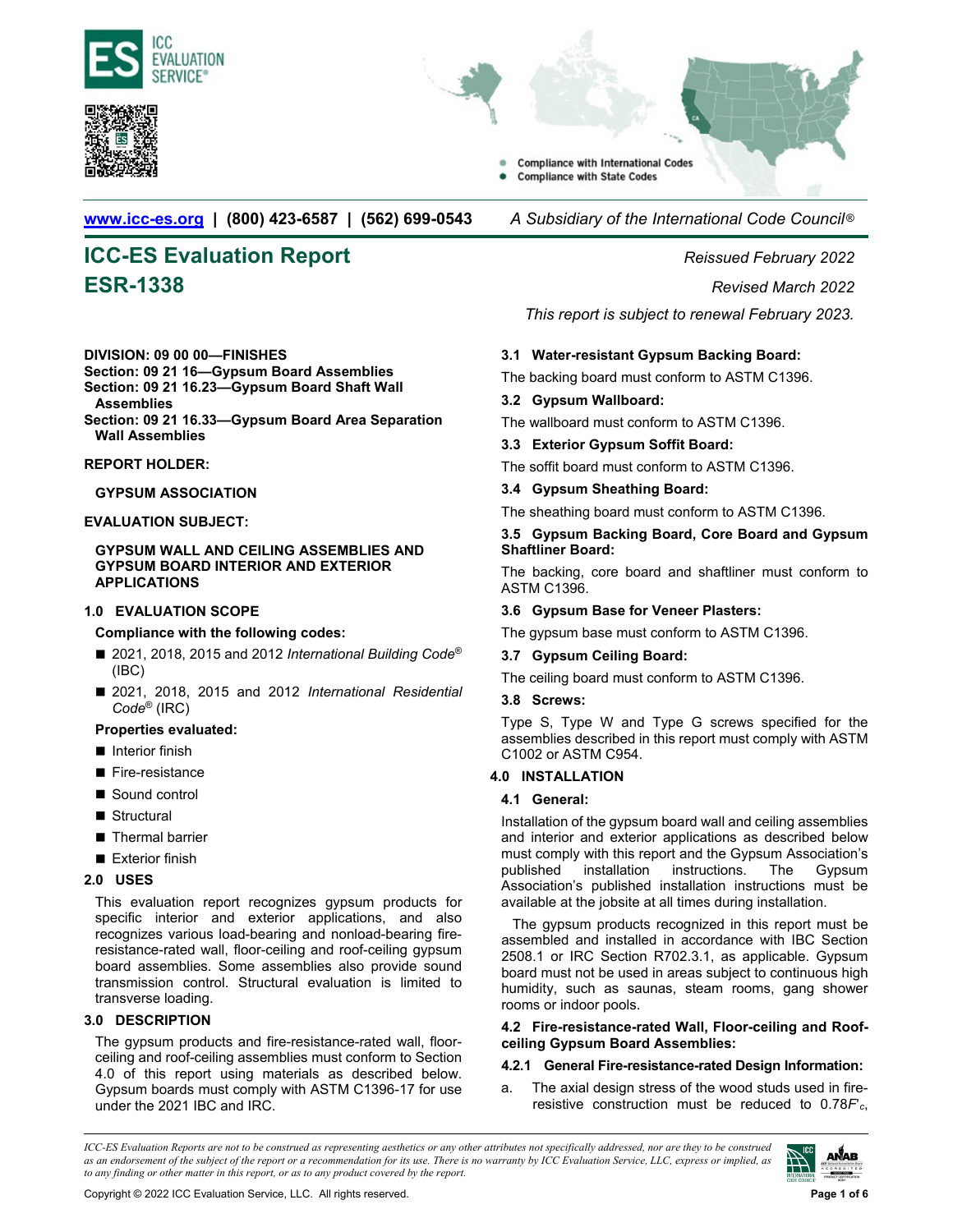www.icc-es.org | (800) 423-6587 | (562) 699-0543 *A Subsidiary of the International Code Council®*

# ICC-ES Evaluation Report
# ESR-1338

*Reissued February 2022*

*Revised March 2022*

*This report is subject to renewal February 2023.*

**DIVISION: 09 00 00—FINISHES**
**Section: 09 21 16—Gypsum Board Assemblies**
**Section: 09 21 16.23—Gypsum Board Shaft Wall Assemblies**
**Section: 09 21 16.33—Gypsum Board Area Separation Wall Assemblies**

**REPORT HOLDER:**

**GYPSUM ASSOCIATION**

**EVALUATION SUBJECT:**

**GYPSUM WALL AND CEILING ASSEMBLIES AND GYPSUM BOARD INTERIOR AND EXTERIOR APPLICATIONS**

## 1.0 EVALUATION SCOPE

**Compliance with the following codes:**

- 2021, 2018, 2015 and 2012 *International Building Code®* (IBC)
- 2021, 2018, 2015 and 2012 *International Residential Code®* (IRC)

**Properties evaluated:**

- Interior finish
- Fire-resistance
- Sound control
- Structural
- Thermal barrier
- Exterior finish

## 2.0 USES

This evaluation report recognizes gypsum products for specific interior and exterior applications, and also recognizes various load-bearing and nonload-bearing fire-resistance-rated wall, floor-ceiling and roof-ceiling gypsum board assemblies. Some assemblies also provide sound transmission control. Structural evaluation is limited to transverse loading.

## 3.0 DESCRIPTION

The gypsum products and fire-resistance-rated wall, floor-ceiling and roof-ceiling assemblies must conform to Section 4.0 of this report using materials as described below. Gypsum boards must comply with ASTM C1396-17 for use under the 2021 IBC and IRC.

### 3.1 Water-resistant Gypsum Backing Board:

The backing board must conform to ASTM C1396.

### 3.2 Gypsum Wallboard:

The wallboard must conform to ASTM C1396.

### 3.3 Exterior Gypsum Soffit Board:

The soffit board must conform to ASTM C1396.

### 3.4 Gypsum Sheathing Board:

The sheathing board must conform to ASTM C1396.

### 3.5 Gypsum Backing Board, Core Board and Gypsum Shaftliner Board:

The backing, core board and shaftliner must conform to ASTM C1396.

### 3.6 Gypsum Base for Veneer Plasters:

The gypsum base must conform to ASTM C1396.

### 3.7 Gypsum Ceiling Board:

The ceiling board must conform to ASTM C1396.

### 3.8 Screws:

Type S, Type W and Type G screws specified for the assemblies described in this report must comply with ASTM C1002 or ASTM C954.

## 4.0 INSTALLATION

### 4.1 General:

Installation of the gypsum board wall and ceiling assemblies and interior and exterior applications as described below must comply with this report and the Gypsum Association's published installation instructions. The Gypsum Association's published installation instructions must be available at the jobsite at all times during installation.

The gypsum products recognized in this report must be assembled and installed in accordance with IBC Section 2508.1 or IRC Section R702.3.1, as applicable. Gypsum board must not be used in areas subject to continuous high humidity, such as saunas, steam rooms, gang shower rooms or indoor pools.

### 4.2 Fire-resistance-rated Wall, Floor-ceiling and Roof-ceiling Gypsum Board Assemblies:

#### 4.2.1 General Fire-resistance-rated Design Information:

a. The axial design stress of the wood studs used in fire-resistive construction must be reduced to $0.78F'_c$,

*ICC-ES Evaluation Reports are not to be construed as representing aesthetics or any other attributes not specifically addressed, nor are they to be construed as an endorsement of the subject of the report or a recommendation for its use. There is no warranty by ICC Evaluation Service, LLC, express or implied, as to any finding or other matter in this report, or as to any product covered by the report.*

Copyright © 2022 ICC Evaluation Service, LLC. All rights reserved.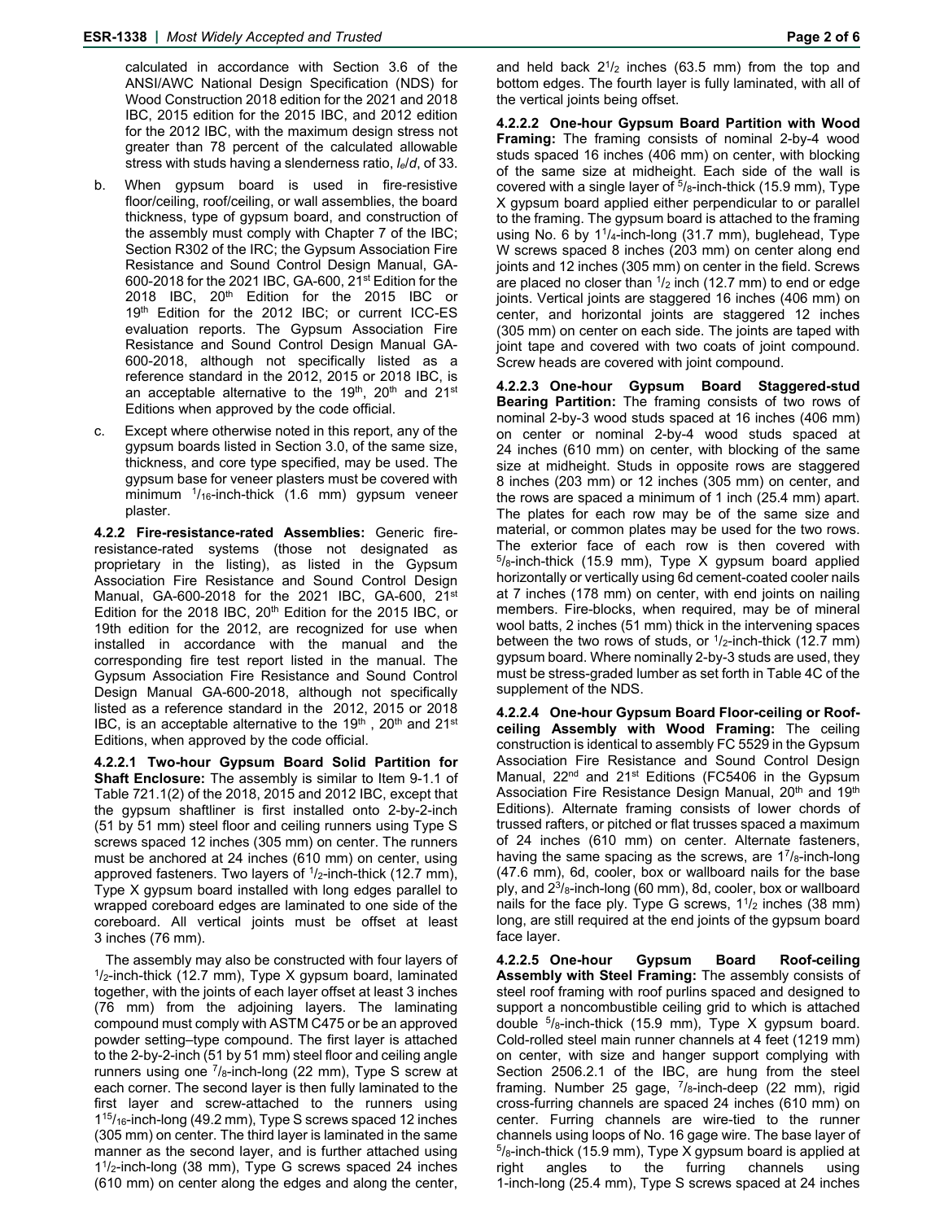calculated in accordance with Section 3.6 of the ANSI/AWC National Design Specification (NDS) for Wood Construction 2018 edition for the 2021 and 2018 IBC, 2015 edition for the 2015 IBC, and 2012 edition for the 2012 IBC, with the maximum design stress not greater than 78 percent of the calculated allowable stress with studs having a slenderness ratio, $l_e/d$, of 33.

b. When gypsum board is used in fire-resistive floor/ceiling, roof/ceiling, or wall assemblies, the board thickness, type of gypsum board, and construction of the assembly must comply with Chapter 7 of the IBC; Section R302 of the IRC; the Gypsum Association Fire Resistance and Sound Control Design Manual, GA-600-2018 for the 2021 IBC, GA-600, 21st Edition for the 2018 IBC, 20th Edition for the 2015 IBC or 19th Edition for the 2012 IBC; or current ICC-ES evaluation reports. The Gypsum Association Fire Resistance and Sound Control Design Manual GA-600-2018, although not specifically listed as a reference standard in the 2012, 2015 or 2018 IBC, is an acceptable alternative to the 19th, 20th and 21st Editions when approved by the code official.

c. Except where otherwise noted in this report, any of the gypsum boards listed in Section 3.0, of the same size, thickness, and core type specified, may be used. The gypsum base for veneer plasters must be covered with minimum 1/16-inch-thick (1.6 mm) gypsum veneer plaster.

**4.2.2 Fire-resistance-rated Assemblies:** Generic fire-resistance-rated systems (those not designated as proprietary in the listing), as listed in the Gypsum Association Fire Resistance and Sound Control Design Manual, GA-600-2018 for the 2021 IBC, GA-600, 21st Edition for the 2018 IBC, 20th Edition for the 2015 IBC, or 19th edition for the 2012, are recognized for use when installed in accordance with the manual and the corresponding fire test report listed in the manual. The Gypsum Association Fire Resistance and Sound Control Design Manual GA-600-2018, although not specifically listed as a reference standard in the 2012, 2015 or 2018 IBC, is an acceptable alternative to the 19th, 20th and 21st Editions, when approved by the code official.

**4.2.2.1 Two-hour Gypsum Board Solid Partition for Shaft Enclosure:** The assembly is similar to Item 9-1.1 of Table 721.1(2) of the 2018, 2015 and 2012 IBC, except that the gypsum shaftliner is first installed onto 2-by-2-inch (51 by 51 mm) steel floor and ceiling runners using Type S screws spaced 12 inches (305 mm) on center. The runners must be anchored at 24 inches (610 mm) on center, using approved fasteners. Two layers of 1/2-inch-thick (12.7 mm), Type X gypsum board installed with long edges parallel to wrapped coreboard edges are laminated to one side of the coreboard. All vertical joints must be offset at least 3 inches (76 mm).

The assembly may also be constructed with four layers of 1/2-inch-thick (12.7 mm), Type X gypsum board, laminated together, with the joints of each layer offset at least 3 inches (76 mm) from the adjoining layers. The laminating compound must comply with ASTM C475 or be an approved powder setting–type compound. The first layer is attached to the 2-by-2-inch (51 by 51 mm) steel floor and ceiling angle runners using one 7/8-inch-long (22 mm), Type S screw at each corner. The second layer is then fully laminated to the first layer and screw-attached to the runners using 1 15/16-inch-long (49.2 mm), Type S screws spaced 12 inches (305 mm) on center. The third layer is laminated in the same manner as the second layer, and is further attached using 1 1/2-inch-long (38 mm), Type G screws spaced 24 inches (610 mm) on center along the edges and along the center, and held back 2 1/2 inches (63.5 mm) from the top and bottom edges. The fourth layer is fully laminated, with all of the vertical joints being offset.

**4.2.2.2 One-hour Gypsum Board Partition with Wood Framing:** The framing consists of nominal 2-by-4 wood studs spaced 16 inches (406 mm) on center, with blocking of the same size at midheight. Each side of the wall is covered with a single layer of 5/8-inch-thick (15.9 mm), Type X gypsum board applied either perpendicular to or parallel to the framing. The gypsum board is attached to the framing using No. 6 by 1 1/4-inch-long (31.7 mm), buglehead, Type W screws spaced 8 inches (203 mm) on center along end joints and 12 inches (305 mm) on center in the field. Screws are placed no closer than 1/2 inch (12.7 mm) to end or edge joints. Vertical joints are staggered 16 inches (406 mm) on center, and horizontal joints are staggered 12 inches (305 mm) on center on each side. The joints are taped with joint tape and covered with two coats of joint compound. Screw heads are covered with joint compound.

**4.2.2.3 One-hour Gypsum Board Staggered-stud Bearing Partition:** The framing consists of two rows of nominal 2-by-3 wood studs spaced at 16 inches (406 mm) on center or nominal 2-by-4 wood studs spaced at 24 inches (610 mm) on center, with blocking of the same size at midheight. Studs in opposite rows are staggered 8 inches (203 mm) or 12 inches (305 mm) on center, and the rows are spaced a minimum of 1 inch (25.4 mm) apart. The plates for each row may be of the same size and material, or common plates may be used for the two rows. The exterior face of each row is then covered with 5/8-inch-thick (15.9 mm), Type X gypsum board applied horizontally or vertically using 6d cement-coated cooler nails at 7 inches (178 mm) on center, with end joints on nailing members. Fire-blocks, when required, may be of mineral wool batts, 2 inches (51 mm) thick in the intervening spaces between the two rows of studs, or 1/2-inch-thick (12.7 mm) gypsum board. Where nominally 2-by-3 studs are used, they must be stress-graded lumber as set forth in Table 4C of the supplement of the NDS.

**4.2.2.4 One-hour Gypsum Board Floor-ceiling or Roof-ceiling Assembly with Wood Framing:** The ceiling construction is identical to assembly FC 5529 in the Gypsum Association Fire Resistance and Sound Control Design Manual, 22nd and 21st Editions (FC5406 in the Gypsum Association Fire Resistance Design Manual, 20th and 19th Editions). Alternate framing consists of lower chords of trussed rafters, or pitched or flat trusses spaced a maximum of 24 inches (610 mm) on center. Alternate fasteners, having the same spacing as the screws, are 1 7/8-inch-long (47.6 mm), 6d, cooler, box or wallboard nails for the base ply, and 2 3/8-inch-long (60 mm), 8d, cooler, box or wallboard nails for the face ply. Type G screws, 1 1/2 inches (38 mm) long, are still required at the end joints of the gypsum board face layer.

**4.2.2.5 One-hour Gypsum Board Roof-ceiling Assembly with Steel Framing:** The assembly consists of steel roof framing with roof purlins spaced and designed to support a noncombustible ceiling grid to which is attached double 5/8-inch-thick (15.9 mm), Type X gypsum board. Cold-rolled steel main runner channels at 4 feet (1219 mm) on center, with size and hanger support complying with Section 2506.2.1 of the IBC, are hung from the steel framing. Number 25 gage, 7/8-inch-deep (22 mm), rigid cross-furring channels are spaced 24 inches (610 mm) on center. Furring channels are wire-tied to the runner channels using loops of No. 16 gage wire. The base layer of 5/8-inch-thick (15.9 mm), Type X gypsum board is applied at right angles to the furring channels using 1-inch-long (25.4 mm), Type S screws spaced at 24 inches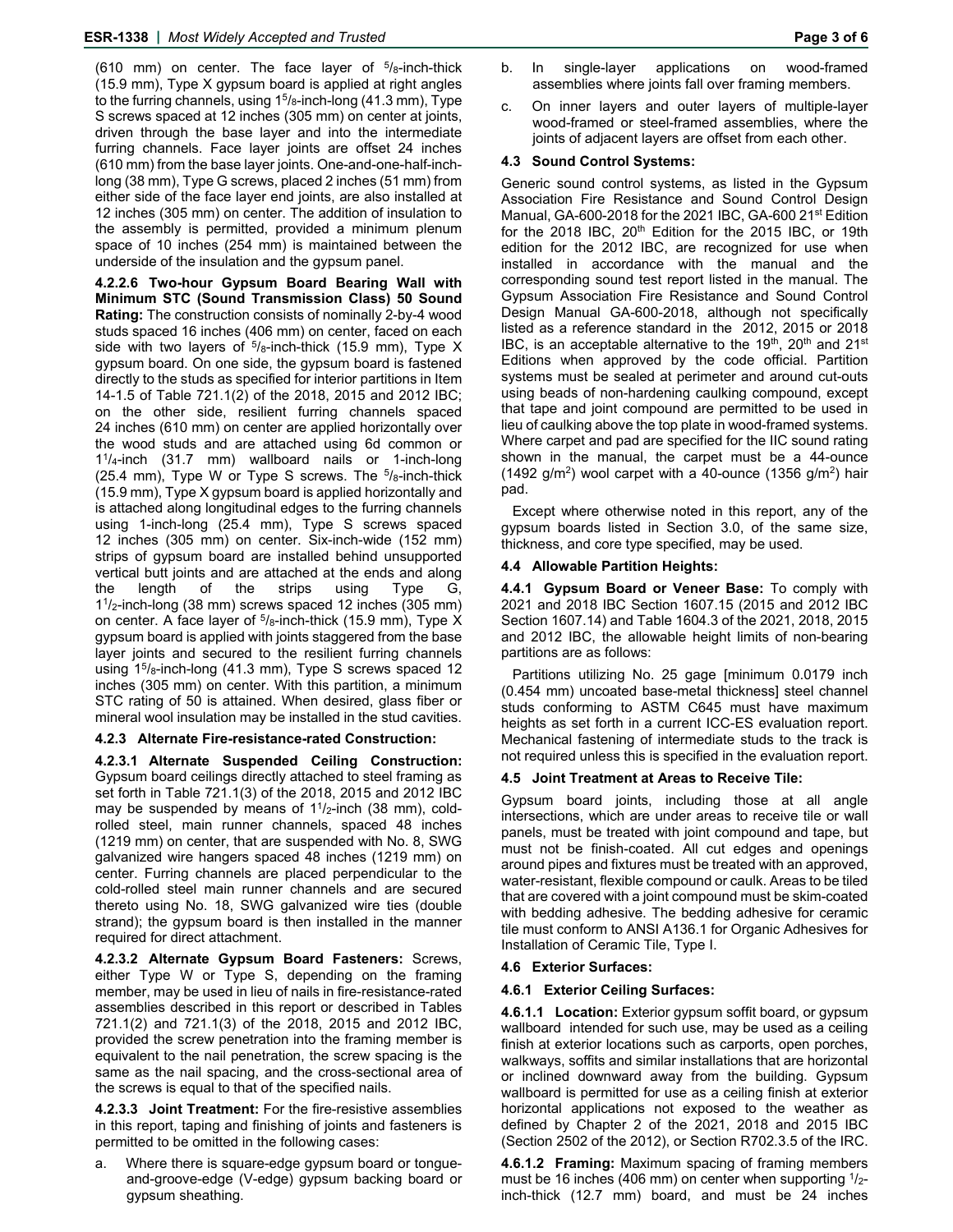(610 mm) on center. The face layer of $^{5}/_{8}$-inch-thick (15.9 mm), Type X gypsum board is applied at right angles to the furring channels, using 1$^{5}/_{8}$-inch-long (41.3 mm), Type S screws spaced at 12 inches (305 mm) on center at joints, driven through the base layer and into the intermediate furring channels. Face layer joints are offset 24 inches (610 mm) from the base layer joints. One-and-one-half-inch-long (38 mm), Type G screws, placed 2 inches (51 mm) from either side of the face layer end joints, are also installed at 12 inches (305 mm) on center. The addition of insulation to the assembly is permitted, provided a minimum plenum space of 10 inches (254 mm) is maintained between the underside of the insulation and the gypsum panel.

**4.2.2.6 Two-hour Gypsum Board Bearing Wall with Minimum STC (Sound Transmission Class) 50 Sound Rating:** The construction consists of nominally 2-by-4 wood studs spaced 16 inches (406 mm) on center, faced on each side with two layers of $^{5}/_{8}$-inch-thick (15.9 mm), Type X gypsum board. On one side, the gypsum board is fastened directly to the studs as specified for interior partitions in Item 14-1.5 of Table 721.1(2) of the 2018, 2015 and 2012 IBC; on the other side, resilient furring channels spaced 24 inches (610 mm) on center are applied horizontally over the wood studs and are attached using 6d common or 1$^{1}/_{4}$-inch (31.7 mm) wallboard nails or 1-inch-long (25.4 mm), Type W or Type S screws. The $^{5}/_{8}$-inch-thick (15.9 mm), Type X gypsum board is applied horizontally and is attached along longitudinal edges to the furring channels using 1-inch-long (25.4 mm), Type S screws spaced 12 inches (305 mm) on center. Six-inch-wide (152 mm) strips of gypsum board are installed behind unsupported vertical butt joints and are attached at the ends and along the length of the strips using Type G, 1$^{1}/_{2}$-inch-long (38 mm) screws spaced 12 inches (305 mm) on center. A face layer of $^{5}/_{8}$-inch-thick (15.9 mm), Type X gypsum board is applied with joints staggered from the base layer joints and secured to the resilient furring channels using 1$^{5}/_{8}$-inch-long (41.3 mm), Type S screws spaced 12 inches (305 mm) on center. With this partition, a minimum STC rating of 50 is attained. When desired, glass fiber or mineral wool insulation may be installed in the stud cavities.

### 4.2.3 Alternate Fire-resistance-rated Construction:

**4.2.3.1 Alternate Suspended Ceiling Construction:** Gypsum board ceilings directly attached to steel framing as set forth in Table 721.1(3) of the 2018, 2015 and 2012 IBC may be suspended by means of 1$^{1}/_{2}$-inch (38 mm), cold-rolled steel, main runner channels, spaced 48 inches (1219 mm) on center, that are suspended with No. 8, SWG galvanized wire hangers spaced 48 inches (1219 mm) on center. Furring channels are placed perpendicular to the cold-rolled steel main runner channels and are secured thereto using No. 18, SWG galvanized wire ties (double strand); the gypsum board is then installed in the manner required for direct attachment.

**4.2.3.2 Alternate Gypsum Board Fasteners:** Screws, either Type W or Type S, depending on the framing member, may be used in lieu of nails in fire-resistance-rated assemblies described in this report or described in Tables 721.1(2) and 721.1(3) of the 2018, 2015 and 2012 IBC, provided the screw penetration into the framing member is equivalent to the nail penetration, the screw spacing is the same as the nail spacing, and the cross-sectional area of the screws is equal to that of the specified nails.

**4.2.3.3 Joint Treatment:** For the fire-resistive assemblies in this report, taping and finishing of joints and fasteners is permitted to be omitted in the following cases:

a. Where there is square-edge gypsum board or tongue-and-groove-edge (V-edge) gypsum backing board or gypsum sheathing.

b. In single-layer applications on wood-framed assemblies where joints fall over framing members.

c. On inner layers and outer layers of multiple-layer wood-framed or steel-framed assemblies, where the joints of adjacent layers are offset from each other.

### 4.3 Sound Control Systems:

Generic sound control systems, as listed in the Gypsum Association Fire Resistance and Sound Control Design Manual, GA-600-2018 for the 2021 IBC, GA-600 21st Edition for the 2018 IBC, 20th Edition for the 2015 IBC, or 19th edition for the 2012 IBC, are recognized for use when installed in accordance with the manual and the corresponding sound test report listed in the manual. The Gypsum Association Fire Resistance and Sound Control Design Manual GA-600-2018, although not specifically listed as a reference standard in the 2012, 2015 or 2018 IBC, is an acceptable alternative to the 19th, 20th and 21st Editions when approved by the code official. Partition systems must be sealed at perimeter and around cut-outs using beads of non-hardening caulking compound, except that tape and joint compound are permitted to be used in lieu of caulking above the top plate in wood-framed systems. Where carpet and pad are specified for the IIC sound rating shown in the manual, the carpet must be a 44-ounce (1492 g/m$^2$) wool carpet with a 40-ounce (1356 g/m$^2$) hair pad.

Except where otherwise noted in this report, any of the gypsum boards listed in Section 3.0, of the same size, thickness, and core type specified, may be used.

### 4.4 Allowable Partition Heights:

**4.4.1 Gypsum Board or Veneer Base:** To comply with 2021 and 2018 IBC Section 1607.15 (2015 and 2012 IBC Section 1607.14) and Table 1604.3 of the 2021, 2018, 2015 and 2012 IBC, the allowable height limits of non-bearing partitions are as follows:

Partitions utilizing No. 25 gage [minimum 0.0179 inch (0.454 mm) uncoated base-metal thickness] steel channel studs conforming to ASTM C645 must have maximum heights as set forth in a current ICC-ES evaluation report. Mechanical fastening of intermediate studs to the track is not required unless this is specified in the evaluation report.

### 4.5 Joint Treatment at Areas to Receive Tile:

Gypsum board joints, including those at all angle intersections, which are under areas to receive tile or wall panels, must be treated with joint compound and tape, but must not be finish-coated. All cut edges and openings around pipes and fixtures must be treated with an approved, water-resistant, flexible compound or caulk. Areas to be tiled that are covered with a joint compound must be skim-coated with bedding adhesive. The bedding adhesive for ceramic tile must conform to ANSI A136.1 for Organic Adhesives for Installation of Ceramic Tile, Type I.

### 4.6 Exterior Surfaces:

### 4.6.1 Exterior Ceiling Surfaces:

**4.6.1.1 Location:** Exterior gypsum soffit board, or gypsum wallboard intended for such use, may be used as a ceiling finish at exterior locations such as carports, open porches, walkways, soffits and similar installations that are horizontal or inclined downward away from the building. Gypsum wallboard is permitted for use as a ceiling finish at exterior horizontal applications not exposed to the weather as defined by Chapter 2 of the 2021, 2018 and 2015 IBC (Section 2502 of the 2012), or Section R702.3.5 of the IRC.

**4.6.1.2 Framing:** Maximum spacing of framing members must be 16 inches (406 mm) on center when supporting $^{1}/_{2}$-inch-thick (12.7 mm) board, and must be 24 inches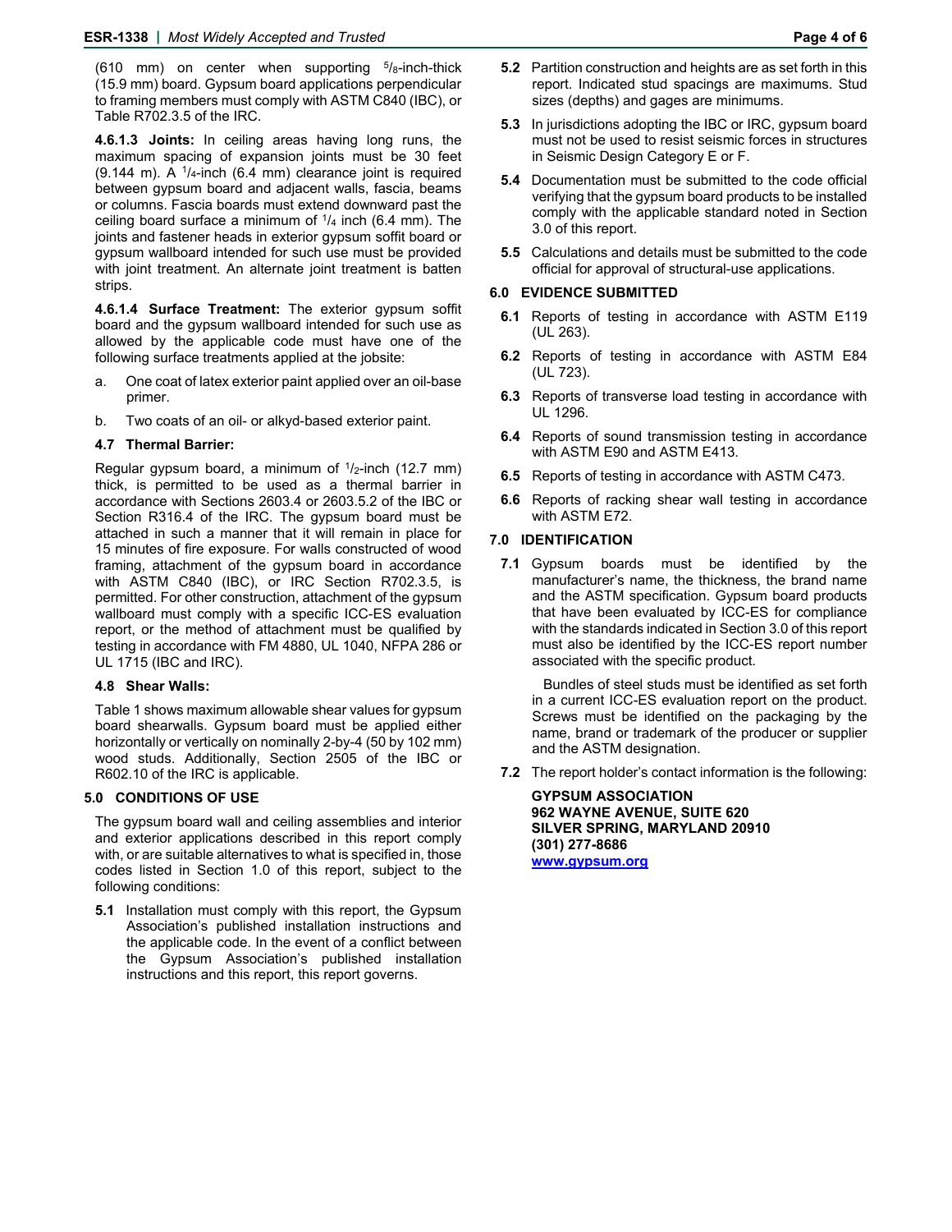(610 mm) on center when supporting $^{5}/_{8}$-inch-thick (15.9 mm) board. Gypsum board applications perpendicular to framing members must comply with ASTM C840 (IBC), or Table R702.3.5 of the IRC.

**4.6.1.3 Joints:** In ceiling areas having long runs, the maximum spacing of expansion joints must be 30 feet (9.144 m). A $^{1}/_{4}$-inch (6.4 mm) clearance joint is required between gypsum board and adjacent walls, fascia, beams or columns. Fascia boards must extend downward past the ceiling board surface a minimum of $^{1}/_{4}$ inch (6.4 mm). The joints and fastener heads in exterior gypsum soffit board or gypsum wallboard intended for such use must be provided with joint treatment. An alternate joint treatment is batten strips.

**4.6.1.4 Surface Treatment:** The exterior gypsum soffit board and the gypsum wallboard intended for such use as allowed by the applicable code must have one of the following surface treatments applied at the jobsite:

a. One coat of latex exterior paint applied over an oil-base primer.

b. Two coats of an oil- or alkyd-based exterior paint.

### 4.7 Thermal Barrier:

Regular gypsum board, a minimum of $^{1}/_{2}$-inch (12.7 mm) thick, is permitted to be used as a thermal barrier in accordance with Sections 2603.4 or 2603.5.2 of the IBC or Section R316.4 of the IRC. The gypsum board must be attached in such a manner that it will remain in place for 15 minutes of fire exposure. For walls constructed of wood framing, attachment of the gypsum board in accordance with ASTM C840 (IBC), or IRC Section R702.3.5, is permitted. For other construction, attachment of the gypsum wallboard must comply with a specific ICC-ES evaluation report, or the method of attachment must be qualified by testing in accordance with FM 4880, UL 1040, NFPA 286 or UL 1715 (IBC and IRC).

### 4.8 Shear Walls:

Table 1 shows maximum allowable shear values for gypsum board shearwalls. Gypsum board must be applied either horizontally or vertically on nominally 2-by-4 (50 by 102 mm) wood studs. Additionally, Section 2505 of the IBC or R602.10 of the IRC is applicable.

## 5.0 CONDITIONS OF USE

The gypsum board wall and ceiling assemblies and interior and exterior applications described in this report comply with, or are suitable alternatives to what is specified in, those codes listed in Section 1.0 of this report, subject to the following conditions:

**5.1** Installation must comply with this report, the Gypsum Association's published installation instructions and the applicable code. In the event of a conflict between the Gypsum Association's published installation instructions and this report, this report governs.

**5.2** Partition construction and heights are as set forth in this report. Indicated stud spacings are maximums. Stud sizes (depths) and gages are minimums.

**5.3** In jurisdictions adopting the IBC or IRC, gypsum board must not be used to resist seismic forces in structures in Seismic Design Category E or F.

**5.4** Documentation must be submitted to the code official verifying that the gypsum board products to be installed comply with the applicable standard noted in Section 3.0 of this report.

**5.5** Calculations and details must be submitted to the code official for approval of structural-use applications.

## 6.0 EVIDENCE SUBMITTED

**6.1** Reports of testing in accordance with ASTM E119 (UL 263).

**6.2** Reports of testing in accordance with ASTM E84 (UL 723).

**6.3** Reports of transverse load testing in accordance with UL 1296.

**6.4** Reports of sound transmission testing in accordance with ASTM E90 and ASTM E413.

**6.5** Reports of testing in accordance with ASTM C473.

**6.6** Reports of racking shear wall testing in accordance with ASTM E72.

## 7.0 IDENTIFICATION

**7.1** Gypsum boards must be identified by the manufacturer's name, the thickness, the brand name and the ASTM specification. Gypsum board products that have been evaluated by ICC-ES for compliance with the standards indicated in Section 3.0 of this report must also be identified by the ICC-ES report number associated with the specific product.

Bundles of steel studs must be identified as set forth in a current ICC-ES evaluation report on the product. Screws must be identified on the packaging by the name, brand or trademark of the producer or supplier and the ASTM designation.

**7.2** The report holder's contact information is the following:

**GYPSUM ASSOCIATION**
**962 WAYNE AVENUE, SUITE 620**
**SILVER SPRING, MARYLAND 20910**
**(301) 277-8686**
**www.gypsum.org**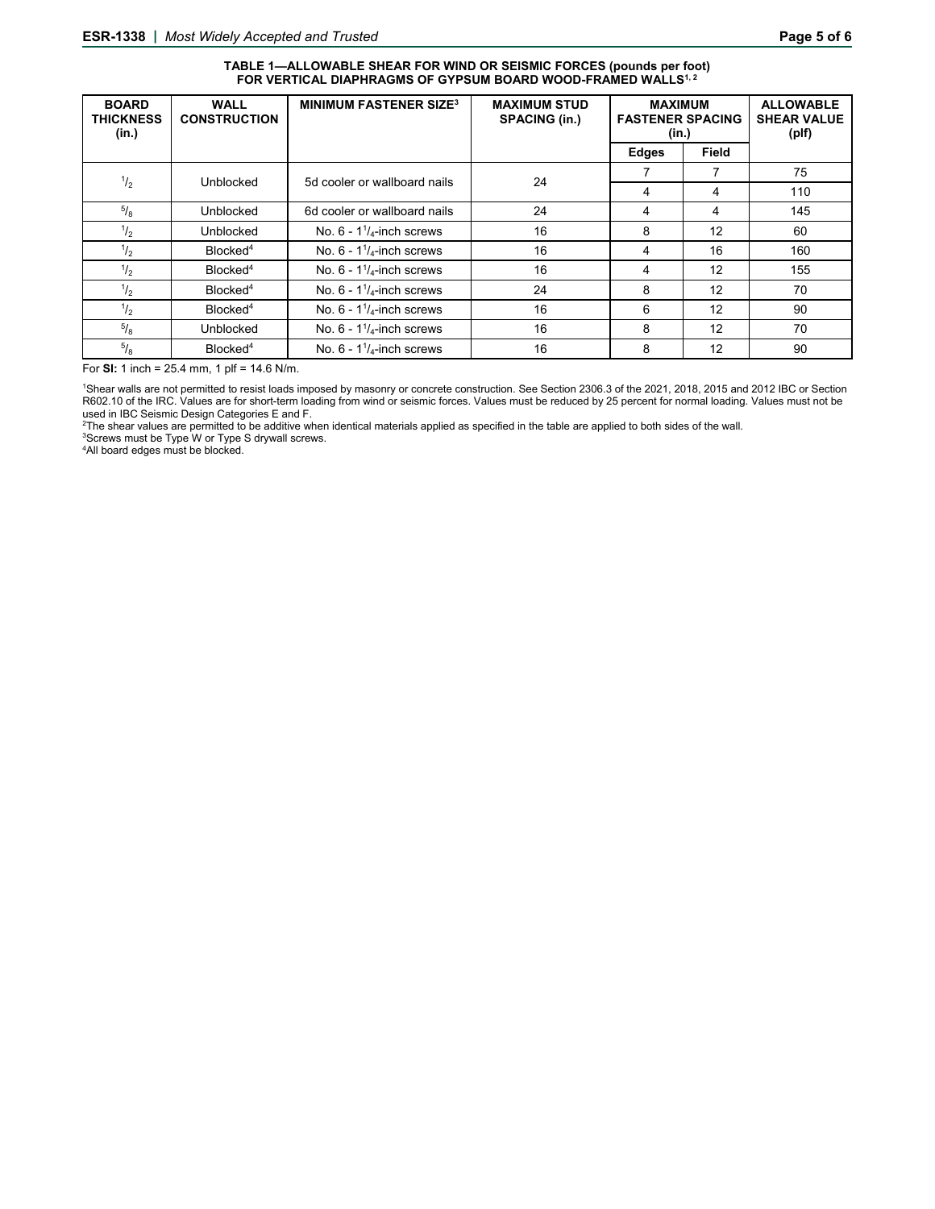**TABLE 1—ALLOWABLE SHEAR FOR WIND OR SEISMIC FORCES (pounds per foot) FOR VERTICAL DIAPHRAGMS OF GYPSUM BOARD WOOD-FRAMED WALLS[1, 2]**

| BOARD THICKNESS (in.) | WALL CONSTRUCTION | MINIMUM FASTENER SIZE[3] | MAXIMUM STUD SPACING (in.) | MAXIMUM FASTENER SPACING (in.) | | ALLOWABLE SHEAR VALUE (plf) |
|---|---|---|---|---|---|---|
| | | | | Edges | Field | |
| $^{1}/_{2}$ | Unblocked | 5d cooler or wallboard nails | 24 | 7 | 7 | 75 |
| | | | | 4 | 4 | 110 |
| $^{5}/_{8}$ | Unblocked | 6d cooler or wallboard nails | 24 | 4 | 4 | 145 |
| $^{1}/_{2}$ | Unblocked | No. 6 - $1^{1}/_{4}$-inch screws | 16 | 8 | 12 | 60 |
| $^{1}/_{2}$ | Blocked[4] | No. 6 - $1^{1}/_{4}$-inch screws | 16 | 4 | 16 | 160 |
| $^{1}/_{2}$ | Blocked[4] | No. 6 - $1^{1}/_{4}$-inch screws | 16 | 4 | 12 | 155 |
| $^{1}/_{2}$ | Blocked[4] | No. 6 - $1^{1}/_{4}$-inch screws | 24 | 8 | 12 | 70 |
| $^{1}/_{2}$ | Blocked[4] | No. 6 - $1^{1}/_{4}$-inch screws | 16 | 6 | 12 | 90 |
| $^{5}/_{8}$ | Unblocked | No. 6 - $1^{1}/_{4}$-inch screws | 16 | 8 | 12 | 70 |
| $^{5}/_{8}$ | Blocked[4] | No. 6 - $1^{1}/_{4}$-inch screws | 16 | 8 | 12 | 90 |

For **SI:** 1 inch = 25.4 mm, 1 plf = 14.6 N/m.

[1]Shear walls are not permitted to resist loads imposed by masonry or concrete construction. See Section 2306.3 of the 2021, 2018, 2015 and 2012 IBC or Section R602.10 of the IRC. Values are for short-term loading from wind or seismic forces. Values must be reduced by 25 percent for normal loading. Values must not be used in IBC Seismic Design Categories E and F.

[2]The shear values are permitted to be additive when identical materials applied as specified in the table are applied to both sides of the wall.

[3]Screws must be Type W or Type S drywall screws.

[4]All board edges must be blocked.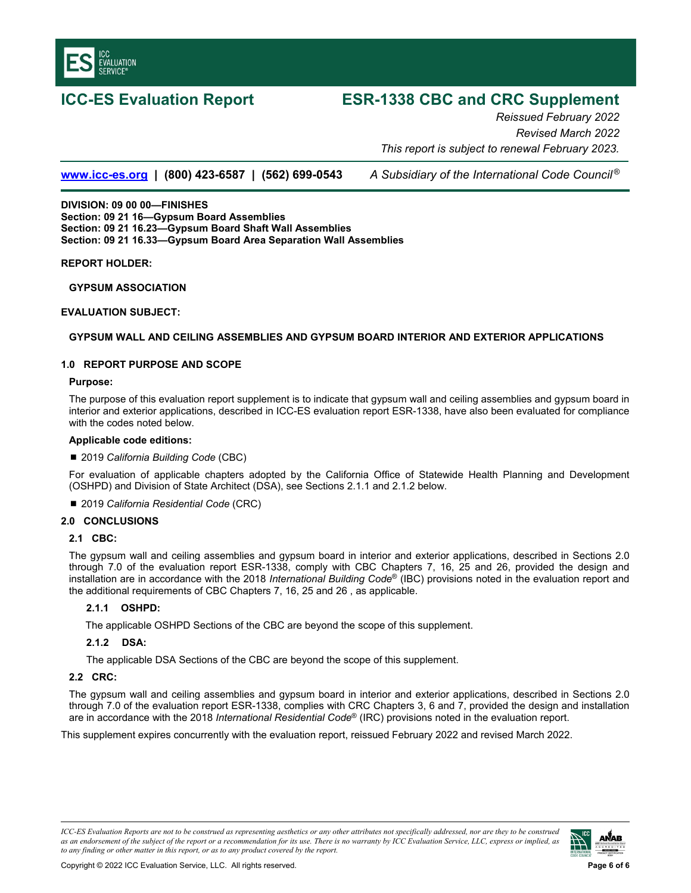# ICC-ES Evaluation Report

# ESR-1338 CBC and CRC Supplement

*Reissued February 2022*

*Revised March 2022*

*This report is subject to renewal February 2023.*

[www.icc-es.org](http://www.icc-es.org) | (800) 423-6587 | (562) 699-0543 *A Subsidiary of the International Code Council®*

**DIVISION: 09 00 00—FINISHES**
**Section: 09 21 16—Gypsum Board Assemblies**
**Section: 09 21 16.23—Gypsum Board Shaft Wall Assemblies**
**Section: 09 21 16.33—Gypsum Board Area Separation Wall Assemblies**

**REPORT HOLDER:**

**GYPSUM ASSOCIATION**

**EVALUATION SUBJECT:**

**GYPSUM WALL AND CEILING ASSEMBLIES AND GYPSUM BOARD INTERIOR AND EXTERIOR APPLICATIONS**

## 1.0 REPORT PURPOSE AND SCOPE

**Purpose:**

The purpose of this evaluation report supplement is to indicate that gypsum wall and ceiling assemblies and gypsum board in interior and exterior applications, described in ICC-ES evaluation report ESR-1338, have also been evaluated for compliance with the codes noted below.

**Applicable code editions:**

- 2019 *California Building Code* (CBC)

For evaluation of applicable chapters adopted by the California Office of Statewide Health Planning and Development (OSHPD) and Division of State Architect (DSA), see Sections 2.1.1 and 2.1.2 below.

- 2019 *California Residential Code* (CRC)

## 2.0 CONCLUSIONS

### 2.1 CBC:

The gypsum wall and ceiling assemblies and gypsum board in interior and exterior applications, described in Sections 2.0 through 7.0 of the evaluation report ESR-1338, comply with CBC Chapters 7, 16, 25 and 26, provided the design and installation are in accordance with the 2018 *International Building Code®* (IBC) provisions noted in the evaluation report and the additional requirements of CBC Chapters 7, 16, 25 and 26 , as applicable.

#### 2.1.1 OSHPD:

The applicable OSHPD Sections of the CBC are beyond the scope of this supplement.

#### 2.1.2 DSA:

The applicable DSA Sections of the CBC are beyond the scope of this supplement.

### 2.2 CRC:

The gypsum wall and ceiling assemblies and gypsum board in interior and exterior applications, described in Sections 2.0 through 7.0 of the evaluation report ESR-1338, complies with CRC Chapters 3, 6 and 7, provided the design and installation are in accordance with the 2018 *International Residential Code®* (IRC) provisions noted in the evaluation report.

This supplement expires concurrently with the evaluation report, reissued February 2022 and revised March 2022.

*ICC-ES Evaluation Reports are not to be construed as representing aesthetics or any other attributes not specifically addressed, nor are they to be construed as an endorsement of the subject of the report or a recommendation for its use. There is no warranty by ICC Evaluation Service, LLC, express or implied, as to any finding or other matter in this report, or as to any product covered by the report.*

Copyright © 2022 ICC Evaluation Service, LLC. All rights reserved.